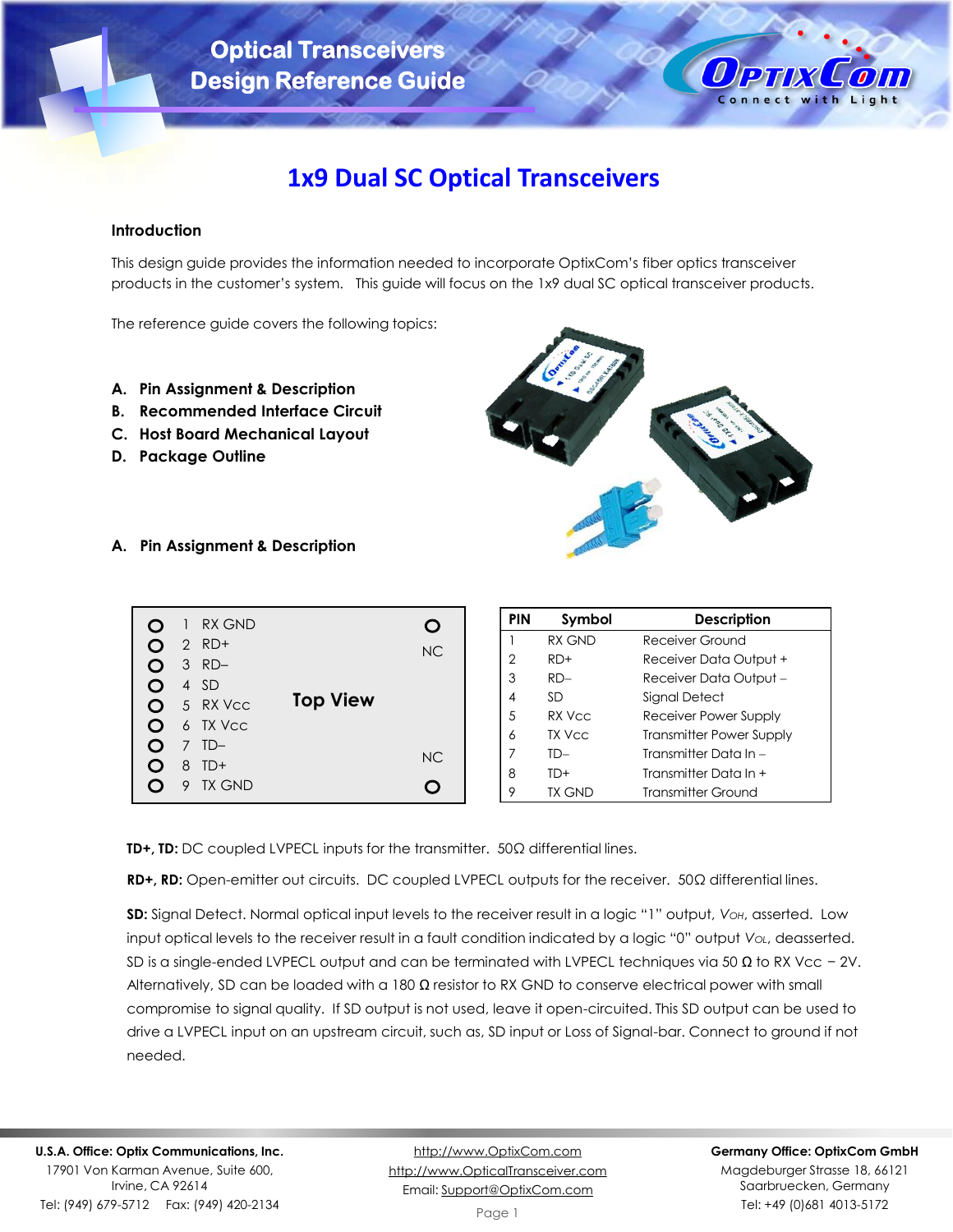# Optical Transceivers Design Reference Guide

# 1x9 Dual SC Optical Transceivers

## Introduction

This design guide provides the information needed to incorporate OptixCom's fiber optics transceiver products in the customer's system. This guide will focus on the 1x9 dual SC optical transceiver products.

The reference guide covers the following topics:

**A. Pin Assignment & Description**
**B. Recommended Interface Circuit**
**C. Host Board Mechanical Layout**
**D. Package Outline**

## A. Pin Assignment & Description

**Top View**

| Pin | Signal |
|---|---|
| 1 | RX GND |
| 2 | RD+ |
| 3 | RD– |
| 4 | SD |
| 5 | RX Vcc |
| 6 | TX Vcc |
| 7 | TD– |
| 8 | TD+ |
| 9 | TX GND |
| – | NC |
| – | NC |

| PIN | Symbol | Description |
|---|---|---|
| 1 | RX GND | Receiver Ground |
| 2 | RD+ | Receiver Data Output + |
| 3 | RD– | Receiver Data Output – |
| 4 | SD | Signal Detect |
| 5 | RX Vcc | Receiver Power Supply |
| 6 | TX Vcc | Transmitter Power Supply |
| 7 | TD– | Transmitter Data In – |
| 8 | TD+ | Transmitter Data In + |
| 9 | TX GND | Transmitter Ground |

**TD+, TD:** DC coupled LVPECL inputs for the transmitter. 50Ω differential lines.

**RD+, RD:** Open-emitter out circuits. DC coupled LVPECL outputs for the receiver. 50Ω differential lines.

**SD:** Signal Detect. Normal optical input levels to the receiver result in a logic "1" output, $V_{OH}$, asserted. Low input optical levels to the receiver result in a fault condition indicated by a logic "0" output $V_{OL}$, deasserted. SD is a single-ended LVPECL output and can be terminated with LVPECL techniques via 50 Ω to RX Vcc − 2V. Alternatively, SD can be loaded with a 180 Ω resistor to RX GND to conserve electrical power with small compromise to signal quality. If SD output is not used, leave it open-circuited. This SD output can be used to drive a LVPECL input on an upstream circuit, such as, SD input or Loss of Signal-bar. Connect to ground if not needed.

**U.S.A. Office: Optix Communications, Inc.**
17901 Von Karman Avenue, Suite 600,
Irvine, CA 92614
Tel: (949) 679-5712 Fax: (949) 420-2134

http://www.OptixCom.com
http://www.OpticalTransceiver.com
Email: Support@OptixCom.com

**Germany Office: OptixCom GmbH**
Magdeburger Strasse 18, 66121
Saarbruecken, Germany
Tel: +49 (0)681 4013-5172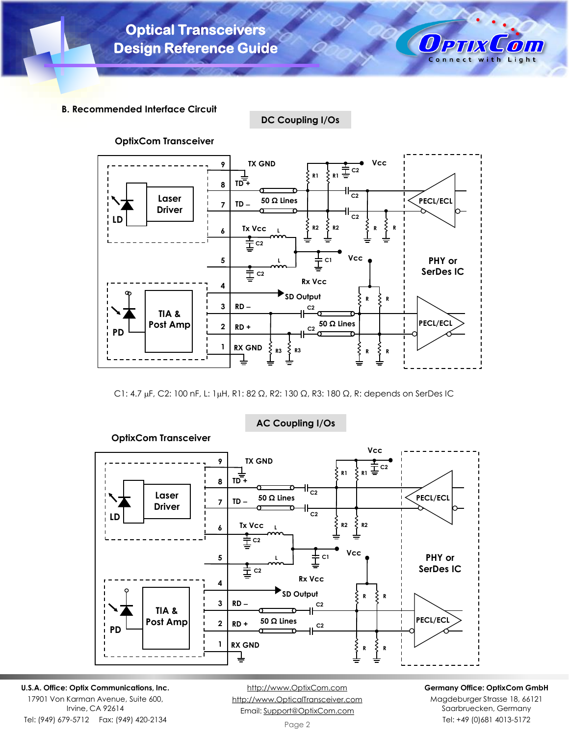## B. Recommended Interface Circuit

### DC Coupling I/Os

C1: 4.7 μF, C2: 100 nF, L: 1μH, R1: 82 Ω, R2: 130 Ω, R3: 180 Ω, R: depends on SerDes IC

### AC Coupling I/Os

**U.S.A. Office: Optix Communications, Inc.**
17901 Von Karman Avenue, Suite 600,
Irvine, CA 92614
Tel: (949) 679-5712 Fax: (949) 420-2134

http://www.OptixCom.com
http://www.OpticalTransceiver.com
Email: Support@OptixCom.com

**Germany Office: OptixCom GmbH**
Magdeburger Strasse 18, 66121
Saarbruecken, Germany
Tel: +49 (0)681 4013-5172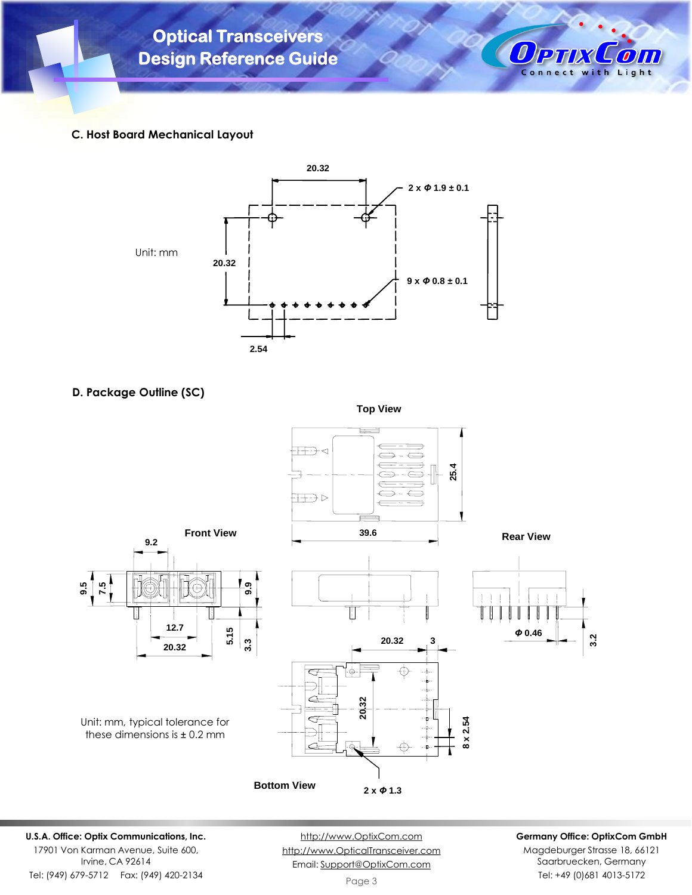## C. Host Board Mechanical Layout

Unit: mm

20.32

2 x Φ 1.9 ± 0.1

20.32

9 x Φ 0.8 ± 0.1

2.54

## D. Package Outline (SC)

Top View

25.4

39.6

Front View

Rear View

9.2

9.5

7.5

9.9

12.7

20.32

5.15

3.3

Φ 0.46

3.2

20.32

3

20.32

8 x 2.54

Unit: mm, typical tolerance for these dimensions is ± 0.2 mm

Bottom View

2 x Φ 1.3

**U.S.A. Office: Optix Communications, Inc.**
17901 Von Karman Avenue, Suite 600,
Irvine, CA 92614
Tel: (949) 679-5712 Fax: (949) 420-2134

http://www.OptixCom.com
http://www.OpticalTransceiver.com
Email: Support@OptixCom.com

**Germany Office: OptixCom GmbH**
Magdeburger Strasse 18, 66121
Saarbruecken, Germany
Tel: +49 (0)681 4013-5172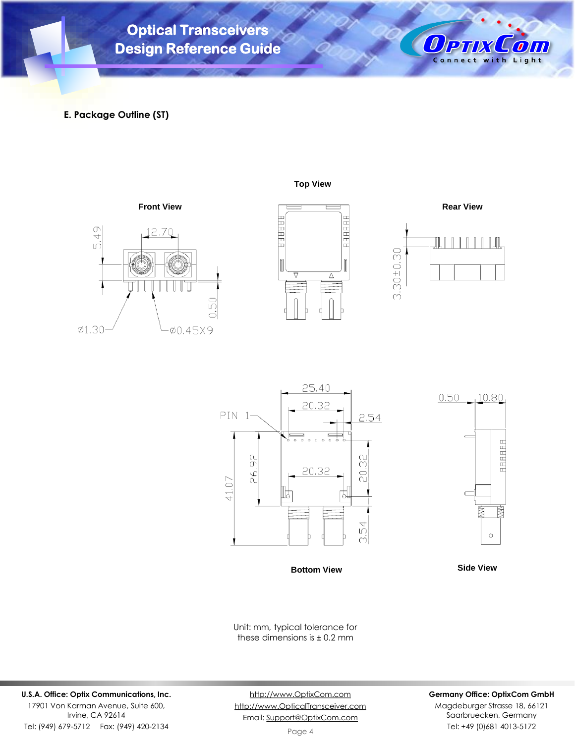**E. Package Outline (ST)**

Front View

12.70

5.49

0.50

Ø1.30

Ø0.45X9

Top View

Rear View

3.30±0.30

PIN 1

25.40

20.32

2.54

41.07

26.92

20.32

20.32

3.54

Bottom View

0.50

10.80

Side View

Unit: mm, typical tolerance for these dimensions is ± 0.2 mm

**U.S.A. Office: Optix Communications, Inc.**
17901 Von Karman Avenue, Suite 600,
Irvine, CA 92614
Tel: (949) 679-5712 Fax: (949) 420-2134

http://www.OptixCom.com
http://www.OpticalTransceiver.com
Email: Support@OptixCom.com

**Germany Office: OptixCom GmbH**
Magdeburger Strasse 18, 66121
Saarbruecken, Germany
Tel: +49 (0)681 4013-5172